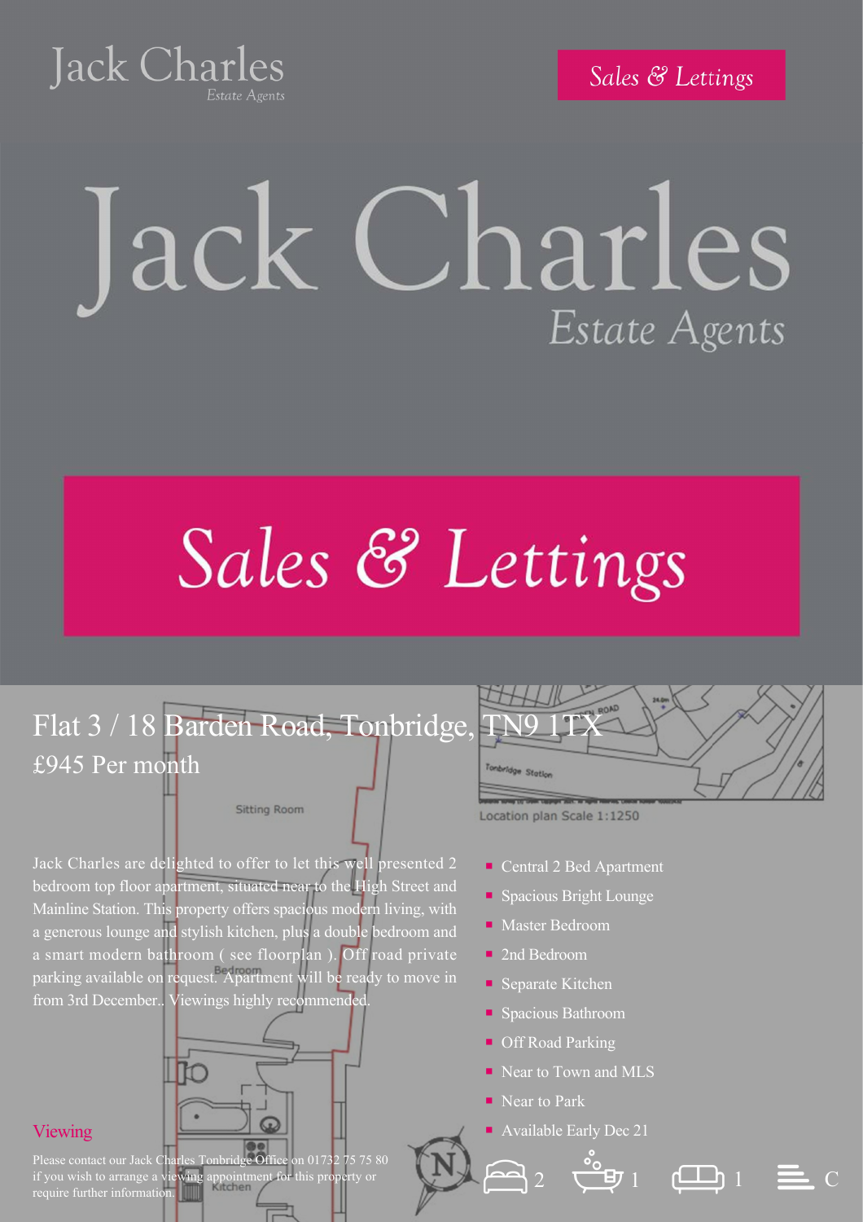Jack Charles
Estate Agents

Sales & Lettings

# Jack Charles

Estate Agents

## Sales & Lettings

# Flat 3 / 18 Barden Road, Tonbridge, TN9 1TX

£945 Per month

Jack Charles are delighted to offer to let this well presented 2 bedroom top floor apartment, situated near to the High Street and Mainline Station. This property offers spacious modern living, with a generous lounge and stylish kitchen, plus a double bedroom and a smart modern bathroom ( see floorplan ). Off road private parking available on request. Apartment will be ready to move in from 3rd December.. Viewings highly recommended.

- Central 2 Bed Apartment
- Spacious Bright Lounge
- Master Bedroom
- 2nd Bedroom
- Separate Kitchen
- Spacious Bathroom
- Off Road Parking
- Near to Town and MLS
- Near to Park
- Available Early Dec 21

2 | 1 | 1 | C

Location plan Scale 1:1250

## Viewing

Please contact our Jack Charles Tonbridge Office on 01732 75 75 80 if you wish to arrange a viewing appointment for this property or require further information.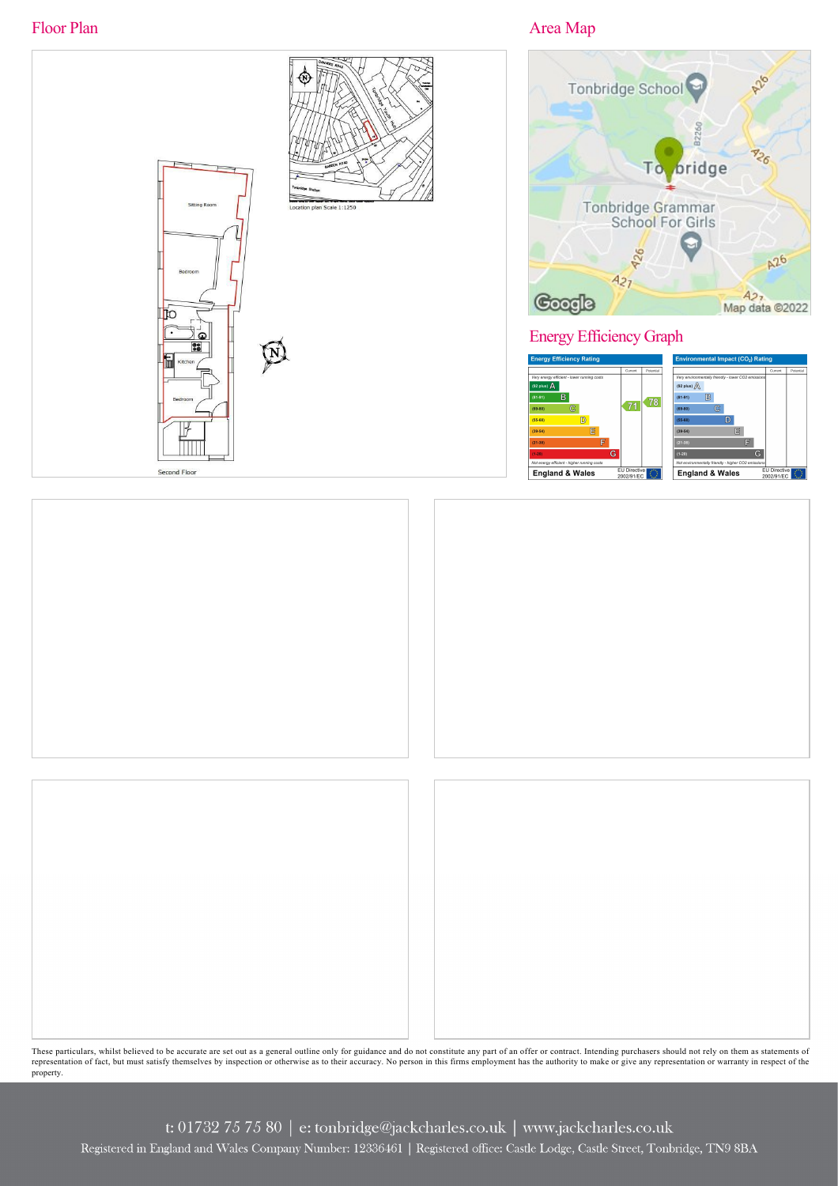## Floor Plan

Sitting Room

Bedroom

Kitchen

Bedroom

Second Floor

Location plan Scale 1:1250

## Area Map

Tonbridge School

Tonbridge

Tonbridge Grammar School For Girls

Map data ©2022

## Energy Efficiency Graph

Energy Efficiency Rating

Current: 71
Potential: 78

England & Wales

EU Directive 2002/91/EC

Environmental Impact ($CO_2$) Rating

England & Wales

EU Directive 2002/91/EC

These particulars, whilst believed to be accurate are set out as a general outline only for guidance and do not constitute any part of an offer or contract. Intending purchasers should not rely on them as statements of representation of fact, but must satisfy themselves by inspection or otherwise as to their accuracy. No person in this firms employment has the authority to make or give any representation or warranty in respect of the property.

t: 01732 75 75 80 | e: tonbridge@jackcharles.co.uk | www.jackcharles.co.uk

Registered in England and Wales Company Number: 12336461 | Registered office: Castle Lodge, Castle Street, Tonbridge, TN9 8BA